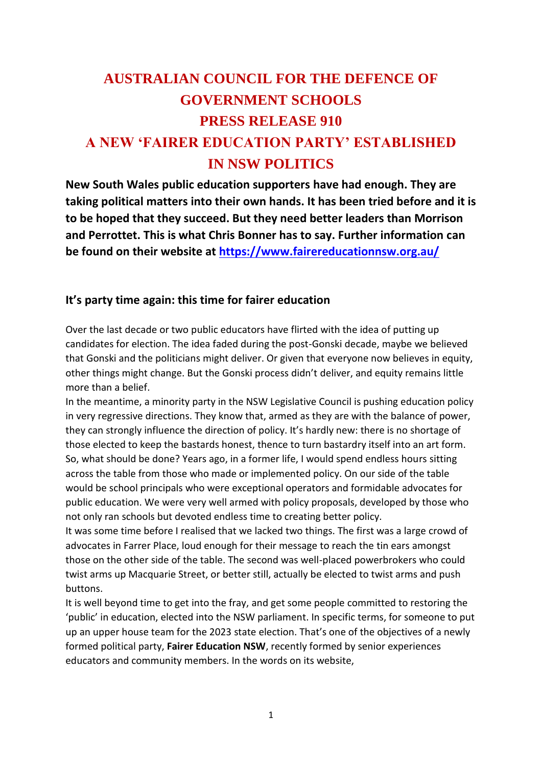# AUSTRALIAN COUNCIL FOR THE DEFENCE OF GOVERNMENT SCHOOLS

# PRESS RELEASE 910

# A NEW 'FAIRER EDUCATION PARTY' ESTABLISHED IN NSW POLITICS

**New South Wales public education supporters have had enough. They are taking political matters into their own hands. It has been tried before and it is to be hoped that they succeed. But they need better leaders than Morrison and Perrottet. This is what Chris Bonner has to say. Further information can be found on their website at [https://www.fairereducationnsw.org.au/](https://www.fairereducationnsw.org.au/)**

## It's party time again: this time for fairer education

Over the last decade or two public educators have flirted with the idea of putting up candidates for election. The idea faded during the post-Gonski decade, maybe we believed that Gonski and the politicians might deliver. Or given that everyone now believes in equity, other things might change. But the Gonski process didn't deliver, and equity remains little more than a belief.

In the meantime, a minority party in the NSW Legislative Council is pushing education policy in very regressive directions. They know that, armed as they are with the balance of power, they can strongly influence the direction of policy. It's hardly new: there is no shortage of those elected to keep the bastards honest, thence to turn bastardry itself into an art form.

So, what should be done? Years ago, in a former life, I would spend endless hours sitting across the table from those who made or implemented policy. On our side of the table would be school principals who were exceptional operators and formidable advocates for public education. We were very well armed with policy proposals, developed by those who not only ran schools but devoted endless time to creating better policy.

It was some time before I realised that we lacked two things. The first was a large crowd of advocates in Farrer Place, loud enough for their message to reach the tin ears amongst those on the other side of the table. The second was well-placed powerbrokers who could twist arms up Macquarie Street, or better still, actually be elected to twist arms and push buttons.

It is well beyond time to get into the fray, and get some people committed to restoring the 'public' in education, elected into the NSW parliament. In specific terms, for someone to put up an upper house team for the 2023 state election. That's one of the objectives of a newly formed political party, **Fairer Education NSW**, recently formed by senior experiences educators and community members. In the words on its website,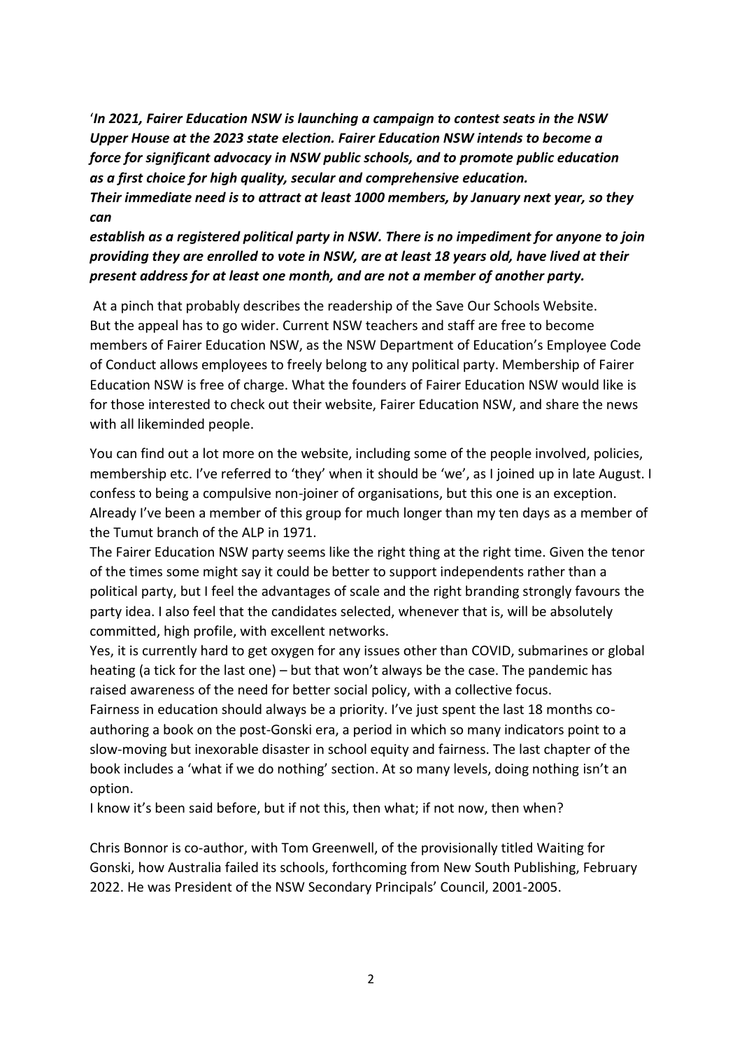'***In 2021, Fairer Education NSW is launching a campaign to contest seats in the NSW Upper House at the 2023 state election. Fairer Education NSW intends to become a force for significant advocacy in NSW public schools, and to promote public education as a first choice for high quality, secular and comprehensive education.***
***Their immediate need is to attract at least 1000 members, by January next year, so they can***
***establish as a registered political party in NSW. There is no impediment for anyone to join providing they are enrolled to vote in NSW, are at least 18 years old, have lived at their present address for at least one month, and are not a member of another party.***

At a pinch that probably describes the readership of the Save Our Schools Website. But the appeal has to go wider. Current NSW teachers and staff are free to become members of Fairer Education NSW, as the NSW Department of Education's Employee Code of Conduct allows employees to freely belong to any political party. Membership of Fairer Education NSW is free of charge. What the founders of Fairer Education NSW would like is for those interested to check out their website, Fairer Education NSW, and share the news with all likeminded people.

You can find out a lot more on the website, including some of the people involved, policies, membership etc. I've referred to 'they' when it should be 'we', as I joined up in late August. I confess to being a compulsive non-joiner of organisations, but this one is an exception. Already I've been a member of this group for much longer than my ten days as a member of the Tumut branch of the ALP in 1971.

The Fairer Education NSW party seems like the right thing at the right time. Given the tenor of the times some might say it could be better to support independents rather than a political party, but I feel the advantages of scale and the right branding strongly favours the party idea. I also feel that the candidates selected, whenever that is, will be absolutely committed, high profile, with excellent networks.

Yes, it is currently hard to get oxygen for any issues other than COVID, submarines or global heating (a tick for the last one) – but that won't always be the case. The pandemic has raised awareness of the need for better social policy, with a collective focus.

Fairness in education should always be a priority. I've just spent the last 18 months co-authoring a book on the post-Gonski era, a period in which so many indicators point to a slow-moving but inexorable disaster in school equity and fairness. The last chapter of the book includes a 'what if we do nothing' section. At so many levels, doing nothing isn't an option.

I know it's been said before, but if not this, then what; if not now, then when?

Chris Bonnor is co-author, with Tom Greenwell, of the provisionally titled Waiting for Gonski, how Australia failed its schools, forthcoming from New South Publishing, February 2022. He was President of the NSW Secondary Principals' Council, 2001-2005.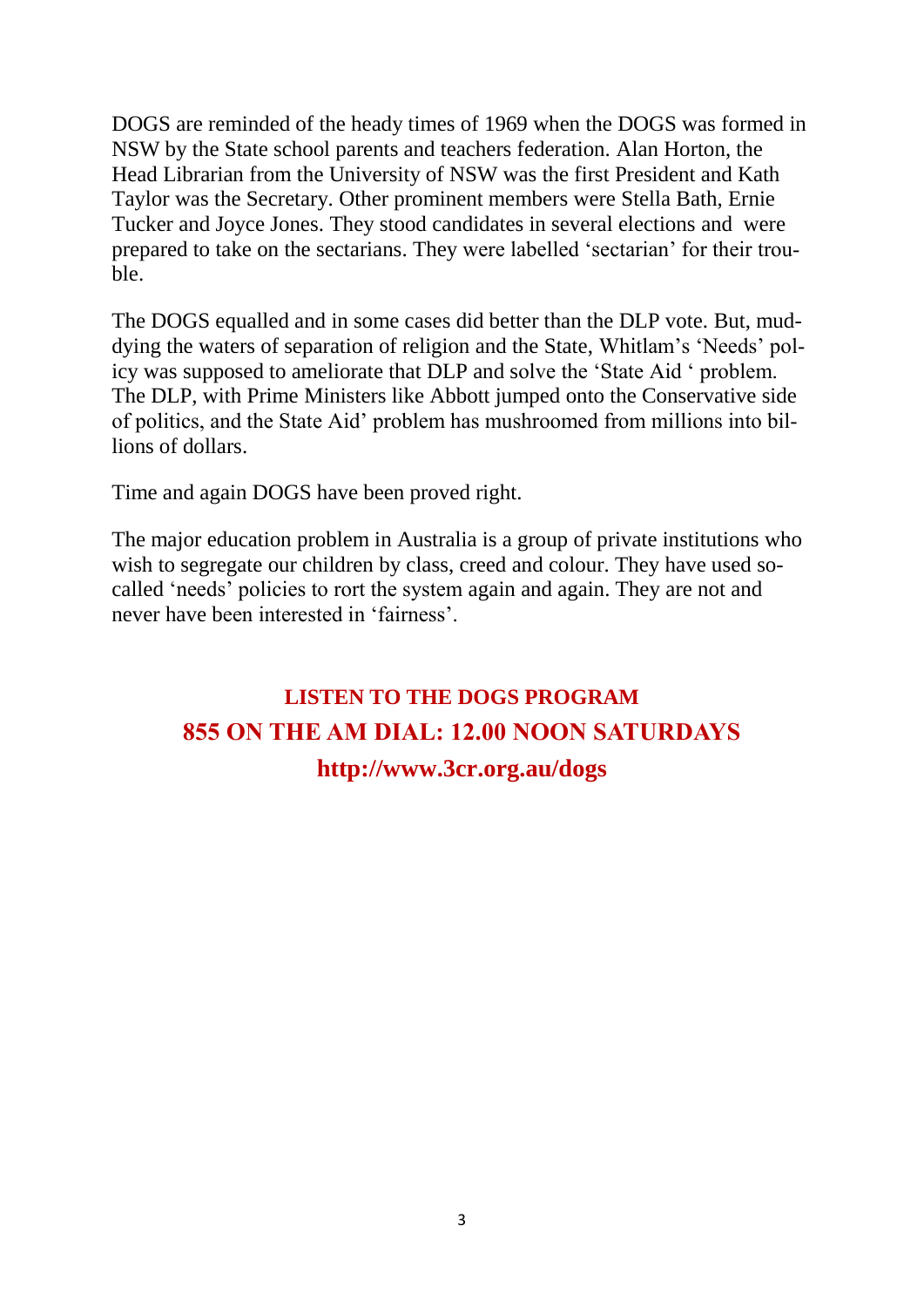DOGS are reminded of the heady times of 1969 when the DOGS was formed in NSW by the State school parents and teachers federation. Alan Horton, the Head Librarian from the University of NSW was the first President and Kath Taylor was the Secretary. Other prominent members were Stella Bath, Ernie Tucker and Joyce Jones. They stood candidates in several elections and were prepared to take on the sectarians. They were labelled 'sectarian' for their trouble.

The DOGS equalled and in some cases did better than the DLP vote. But, muddying the waters of separation of religion and the State, Whitlam's 'Needs' policy was supposed to ameliorate that DLP and solve the 'State Aid ' problem. The DLP, with Prime Ministers like Abbott jumped onto the Conservative side of politics, and the State Aid' problem has mushroomed from millions into billions of dollars.

Time and again DOGS have been proved right.

The major education problem in Australia is a group of private institutions who wish to segregate our children by class, creed and colour. They have used so-called 'needs' policies to rort the system again and again. They are not and never have been interested in 'fairness'.

**LISTEN TO THE DOGS PROGRAM**

**855 ON THE AM DIAL: 12.00 NOON SATURDAYS**

**http://www.3cr.org.au/dogs**